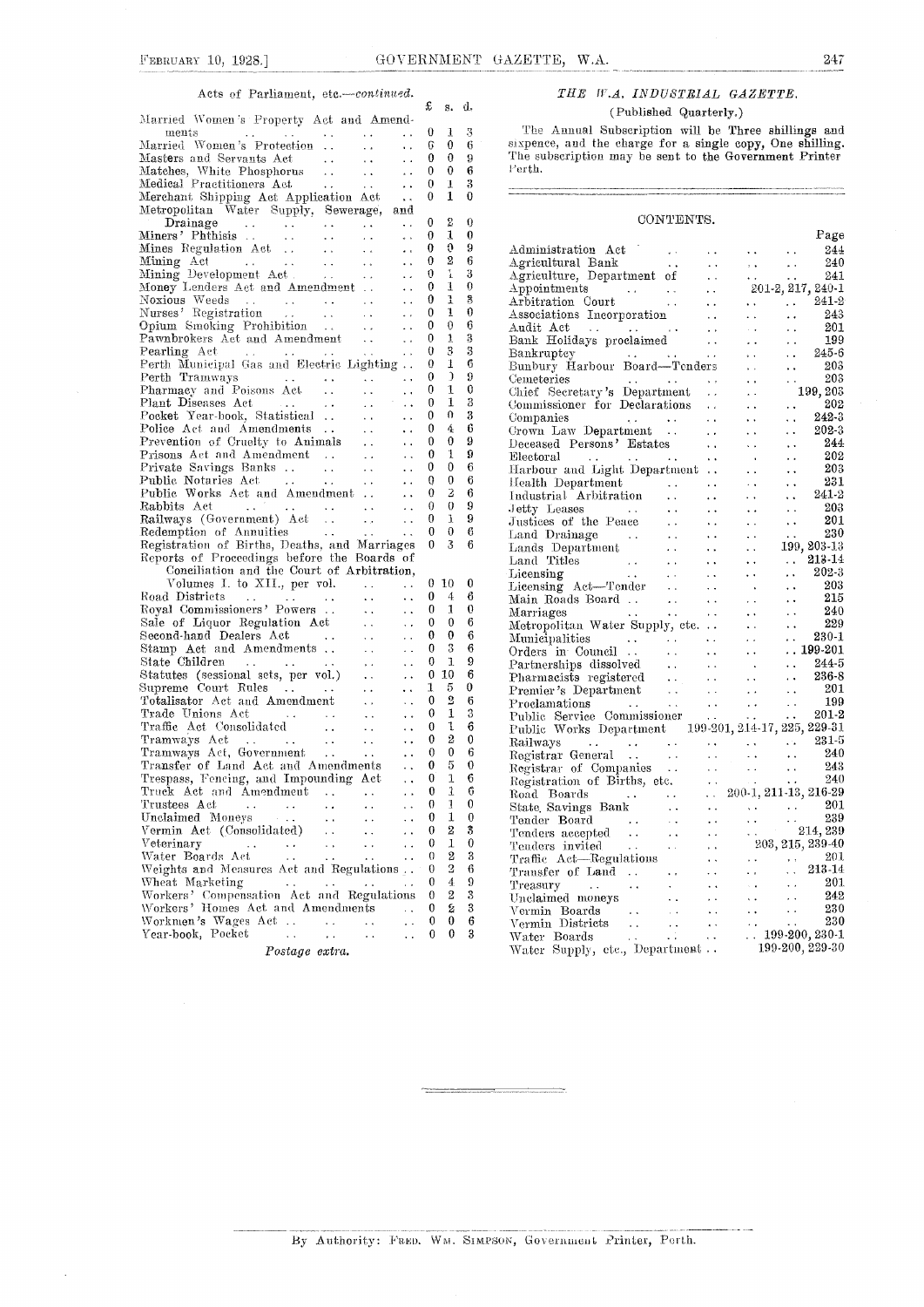Acts of Parliament, etc.—*continued.*

| | £ | s. | d. |
|---|---|---|---|
| Married Women's Property Act and Amendments | 0 | 1 | 3 |
| Married Women's Protection | 0 | 0 | 6 |
| Masters and Servants Act | 0 | 0 | 9 |
| Matches, White Phosphorus | 0 | 0 | 6 |
| Medical Practitioners Act | 0 | 1 | 3 |
| Merchant Shipping Act Application Act | 0 | 1 | 0 |
| Metropolitan Water Supply, Sewerage, and Drainage | 0 | 2 | 0 |
| Miners' Phthisis | 0 | 1 | 0 |
| Mines Regulation Act | 0 | 0 | 9 |
| Mining Act | 0 | 2 | 6 |
| Mining Development Act | 0 | 1 | 3 |
| Money Lenders Act and Amendment | 0 | 1 | 0 |
| Noxious Weeds | 0 | 1 | 3 |
| Nurses' Registration | 0 | 1 | 0 |
| Opium Smoking Prohibition | 0 | 0 | 6 |
| Pawnbrokers Act and Amendment | 0 | 1 | 3 |
| Pearling Act | 0 | 3 | 3 |
| Perth Municipal Gas and Electric Lighting | 0 | 1 | 6 |
| Perth Tramways | 0 | 0 | 9 |
| Pharmacy and Poisons Act | 0 | 1 | 0 |
| Plant Diseases Act | 0 | 1 | 3 |
| Pocket Year-book, Statistical | 0 | 0 | 3 |
| Police Act and Amendments | 0 | 4 | 6 |
| Prevention of Cruelty to Animals | 0 | 0 | 9 |
| Prisons Act and Amendment | 0 | 1 | 9 |
| Private Savings Banks | 0 | 0 | 6 |
| Public Notaries Act | 0 | 0 | 6 |
| Public Works Act and Amendment | 0 | 2 | 6 |
| Rabbits Act | 0 | 0 | 9 |
| Railways (Government) Act | 0 | 1 | 9 |
| Redemption of Annuities | 0 | 0 | 6 |
| Registration of Births, Deaths, and Marriages | 0 | 3 | 6 |
| Reports of Proceedings before the Boards of Conciliation and the Court of Arbitration, Volumes I. to XII., per vol. | 0 | 10 | 0 |
| Road Districts | 0 | 4 | 6 |
| Royal Commissioners' Powers | 0 | 1 | 0 |
| Sale of Liquor Regulation Act | 0 | 0 | 6 |
| Second-hand Dealers Act | 0 | 0 | 6 |
| Stamp Act and Amendments | 0 | 3 | 6 |
| State Children | 0 | 1 | 9 |
| Statutes (sessional sets, per vol.) | 0 | 10 | 6 |
| Supreme Court Rules | 1 | 5 | 0 |
| Totalisator Act and Amendment | 0 | 2 | 6 |
| Trade Unions Act | 0 | 1 | 3 |
| Traffic Act Consolidated | 0 | 1 | 6 |
| Tramways Act | 0 | 2 | 0 |
| Tramways Act, Government | 0 | 0 | 6 |
| Transfer of Land Act and Amendments | 0 | 5 | 0 |
| Trespass, Fencing, and Impounding Act | 0 | 1 | 6 |
| Truck Act and Amendment | 0 | 1 | 6 |
| Trustees Act | 0 | 1 | 0 |
| Unclaimed Moneys | 0 | 1 | 0 |
| Vermin Act (Consolidated) | 0 | 2 | 3 |
| Veterinary | 0 | 1 | 0 |
| Water Boards Act | 0 | 2 | 3 |
| Weights and Measures Act and Regulations | 0 | 2 | 6 |
| Wheat Marketing | 0 | 4 | 9 |
| Workers' Compensation Act and Regulations | 0 | 2 | 3 |
| Workers' Homes Act and Amendments | 0 | 2 | 3 |
| Workmen's Wages Act | 0 | 0 | 6 |
| Year-book, Pocket | 0 | 0 | 3 |

*Postage extra.*

## *THE W.A. INDUSTRIAL GAZETTE.*

(Published Quarterly.)

The Annual Subscription will be Three shillings and sixpence, and the charge for a single copy, One shilling. The subscription may be sent to the Government Printer Perth.

## CONTENTS.

| | Page |
|---|---|
| Administration Act | 244 |
| Agricultural Bank | 240 |
| Agriculture, Department of | 241 |
| Appointments | 201-2, 217, 240-1 |
| Arbitration Court | 241-2 |
| Associations Incorporation | 243 |
| Audit Act | 201 |
| Bank Holidays proclaimed | 199 |
| Bankruptcy | 245-6 |
| Bunbury Harbour Board—Tenders | 203 |
| Cemeteries | 203 |
| Chief Secretary's Department | 199, 203 |
| Commissioner for Declarations | 202 |
| Companies | 242-3 |
| Crown Law Department | 202-3 |
| Deceased Persons' Estates | 244 |
| Electoral | 202 |
| Harbour and Light Department | 203 |
| Health Department | 231 |
| Industrial Arbitration | 241-2 |
| Jetty Leases | 203 |
| Justices of the Peace | 201 |
| Land Drainage | 230 |
| Lands Department | 199, 203-13 |
| Land Titles | 213-14 |
| Licensing | 202-3 |
| Licensing Act—Tender | 203 |
| Main Roads Board | 215 |
| Marriages | 240 |
| Metropolitan Water Supply, etc. | 229 |
| Municipalities | 230-1 |
| Orders in Council | 199-201 |
| Partnerships dissolved | 244-5 |
| Pharmacists registered | 236-8 |
| Premier's Department | 201 |
| Proclamations | 199 |
| Public Service Commissioner | 201-2 |
| Public Works Department | 199-201, 214-17, 225, 229-31 |
| Railways | 231-5 |
| Registrar General | 240 |
| Registrar of Companies | 243 |
| Registration of Births, etc. | 240 |
| Road Boards | 200-1, 211-13, 216-29 |
| State Savings Bank | 201 |
| Tender Board | 239 |
| Tenders accepted | 214, 239 |
| Tenders invited | 203, 215, 239-40 |
| Traffic Act—Regulations | 201 |
| Transfer of Land | 213-14 |
| Treasury | 201 |
| Unclaimed moneys | 242 |
| Vermin Boards | 230 |
| Vermin Districts | 230 |
| Water Boards | 199-200, 230-1 |
| Water Supply, etc., Department | 199-200, 229-30 |

By Authority: FRED. WM. SIMPSON, Government Printer, Perth.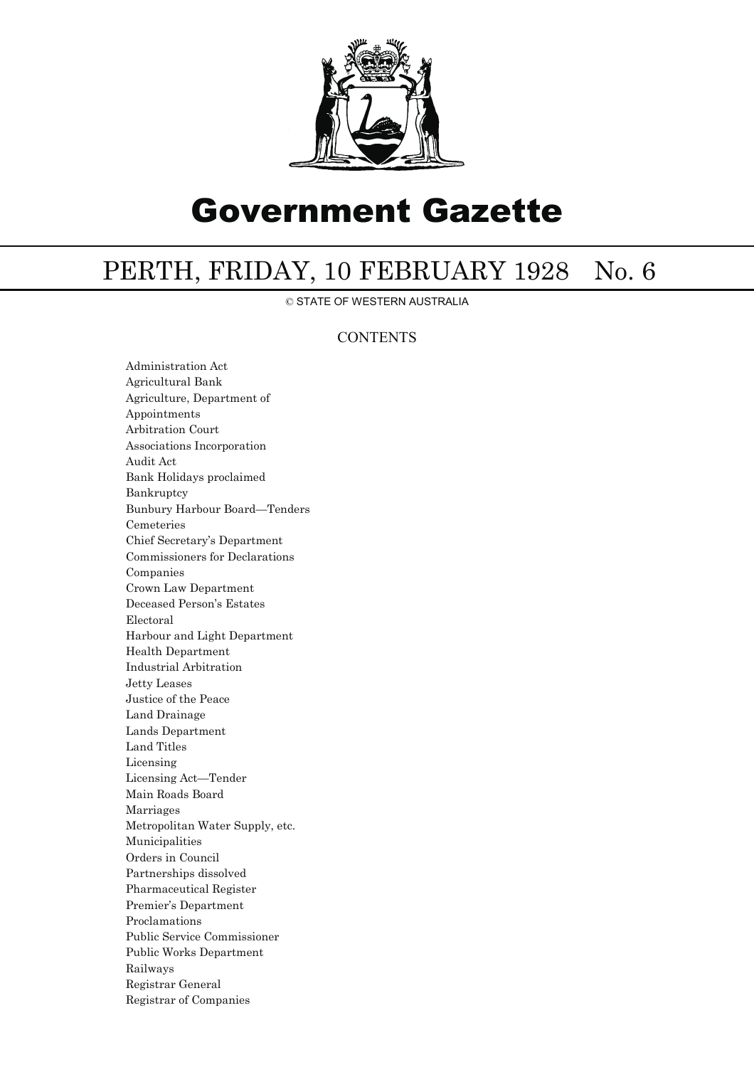# Government Gazette

## PERTH, FRIDAY, 10 FEBRUARY 1928 No. 6

© STATE OF WESTERN AUSTRALIA

### CONTENTS

Administration Act
Agricultural Bank
Agriculture, Department of
Appointments
Arbitration Court
Associations Incorporation
Audit Act
Bank Holidays proclaimed
Bankruptcy
Bunbury Harbour Board—Tenders
Cemeteries
Chief Secretary's Department
Commissioners for Declarations
Companies
Crown Law Department
Deceased Person's Estates
Electoral
Harbour and Light Department
Health Department
Industrial Arbitration
Jetty Leases
Justice of the Peace
Land Drainage
Lands Department
Land Titles
Licensing
Licensing Act—Tender
Main Roads Board
Marriages
Metropolitan Water Supply, etc.
Municipalities
Orders in Council
Partnerships dissolved
Pharmaceutical Register
Premier's Department
Proclamations
Public Service Commissioner
Public Works Department
Railways
Registrar General
Registrar of Companies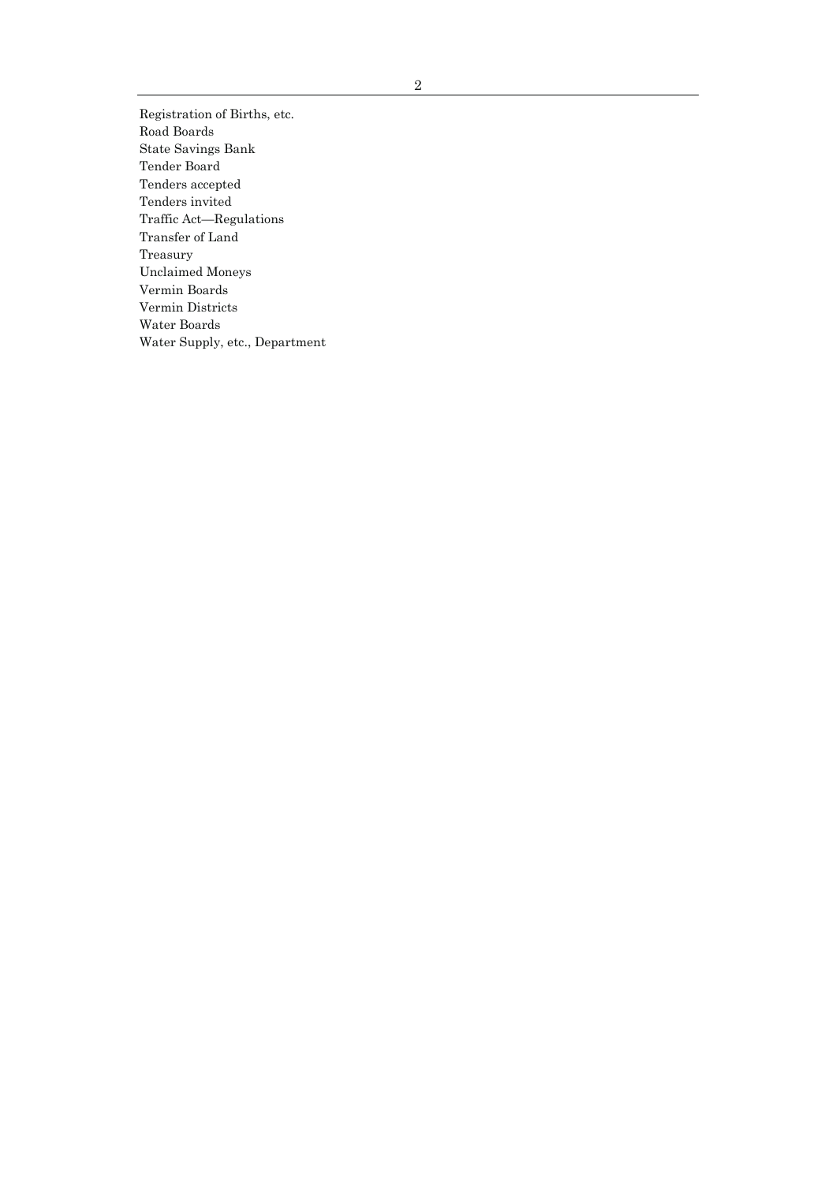Registration of Births, etc.
Road Boards
State Savings Bank
Tender Board
Tenders accepted
Tenders invited
Traffic Act—Regulations
Transfer of Land
Treasury
Unclaimed Moneys
Vermin Boards
Vermin Districts
Water Boards
Water Supply, etc., Department